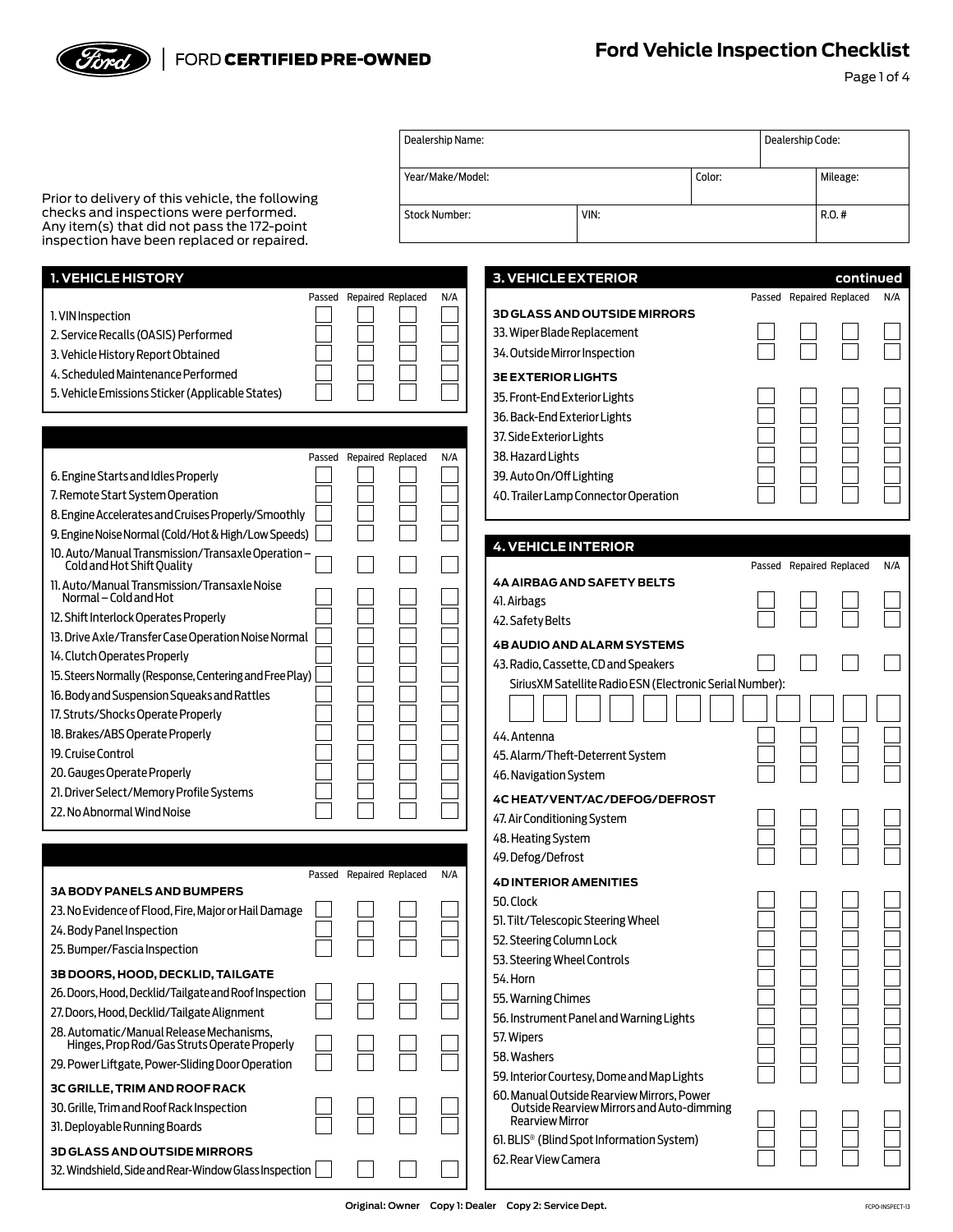FORD **CERTIFIED PRE-OWNED**

# Ford Vehicle Inspection Checklist

| Dealership Name: | | | Dealership Code: |
|---|---|---|---|
| Year/Make/Model: | | Color: | Mileage: |
| Stock Number: | VIN: | | R.O. # |

Prior to delivery of this vehicle, the following checks and inspections were performed. Any item(s) that did not pass the 172-point inspection have been replaced or repaired.

## 1. VEHICLE HISTORY

| | Passed | Repaired | Replaced | N/A |
|---|---|---|---|---|
| 1. VIN Inspection | ☐ | ☐ | ☐ | ☐ |
| 2. Service Recalls (OASIS) Performed | ☐ | ☐ | ☐ | ☐ |
| 3. Vehicle History Report Obtained | ☐ | ☐ | ☐ | ☐ |
| 4. Scheduled Maintenance Performed | ☐ | ☐ | ☐ | ☐ |
| 5. Vehicle Emissions Sticker (Applicable States) | ☐ | ☐ | ☐ | ☐ |

## 

| | Passed | Repaired | Replaced | N/A |
|---|---|---|---|---|
| 6. Engine Starts and Idles Properly | ☐ | ☐ | ☐ | ☐ |
| 7. Remote Start System Operation | ☐ | ☐ | ☐ | ☐ |
| 8. Engine Accelerates and Cruises Properly/Smoothly | ☐ | ☐ | ☐ | ☐ |
| 9. Engine Noise Normal (Cold/Hot & High/Low Speeds) | ☐ | ☐ | ☐ | ☐ |
| 10. Auto/Manual Transmission/Transaxle Operation – Cold and Hot Shift Quality | ☐ | ☐ | ☐ | ☐ |
| 11. Auto/Manual Transmission/Transaxle Noise Normal – Cold and Hot | ☐ | ☐ | ☐ | ☐ |
| 12. Shift Interlock Operates Properly | ☐ | ☐ | ☐ | ☐ |
| 13. Drive Axle/Transfer Case Operation Noise Normal | ☐ | ☐ | ☐ | ☐ |
| 14. Clutch Operates Properly | ☐ | ☐ | ☐ | ☐ |
| 15. Steers Normally (Response, Centering and Free Play) | ☐ | ☐ | ☐ | ☐ |
| 16. Body and Suspension Squeaks and Rattles | ☐ | ☐ | ☐ | ☐ |
| 17. Struts/Shocks Operate Properly | ☐ | ☐ | ☐ | ☐ |
| 18. Brakes/ABS Operate Properly | ☐ | ☐ | ☐ | ☐ |
| 19. Cruise Control | ☐ | ☐ | ☐ | ☐ |
| 20. Gauges Operate Properly | ☐ | ☐ | ☐ | ☐ |
| 21. Driver Select/Memory Profile Systems | ☐ | ☐ | ☐ | ☐ |
| 22. No Abnormal Wind Noise | ☐ | ☐ | ☐ | ☐ |

## 

| | Passed | Repaired | Replaced | N/A |
|---|---|---|---|---|
| **3A BODY PANELS AND BUMPERS** | | | | |
| 23. No Evidence of Flood, Fire, Major or Hail Damage | ☐ | ☐ | ☐ | ☐ |
| 24. Body Panel Inspection | ☐ | ☐ | ☐ | ☐ |
| 25. Bumper/Fascia Inspection | ☐ | ☐ | ☐ | ☐ |
| **3B DOORS, HOOD, DECKLID, TAILGATE** | | | | |
| 26. Doors, Hood, Decklid/Tailgate and Roof Inspection | ☐ | ☐ | ☐ | ☐ |
| 27. Doors, Hood, Decklid/Tailgate Alignment | ☐ | ☐ | ☐ | ☐ |
| 28. Automatic/Manual Release Mechanisms, Hinges, Prop Rod/Gas Struts Operate Properly | ☐ | ☐ | ☐ | ☐ |
| 29. Power Liftgate, Power-Sliding Door Operation | ☐ | ☐ | ☐ | ☐ |
| **3C GRILLE, TRIM AND ROOF RACK** | | | | |
| 30. Grille, Trim and Roof Rack Inspection | ☐ | ☐ | ☐ | ☐ |
| 31. Deployable Running Boards | ☐ | ☐ | ☐ | ☐ |
| **3D GLASS AND OUTSIDE MIRRORS** | | | | |
| 32. Windshield, Side and Rear-Window Glass Inspection | ☐ | ☐ | ☐ | ☐ |

## 3. VEHICLE EXTERIOR continued

| | Passed | Repaired | Replaced | N/A |
|---|---|---|---|---|
| **3D GLASS AND OUTSIDE MIRRORS** | | | | |
| 33. Wiper Blade Replacement | ☐ | ☐ | ☐ | ☐ |
| 34. Outside Mirror Inspection | ☐ | ☐ | ☐ | ☐ |
| **3E EXTERIOR LIGHTS** | | | | |
| 35. Front-End Exterior Lights | ☐ | ☐ | ☐ | ☐ |
| 36. Back-End Exterior Lights | ☐ | ☐ | ☐ | ☐ |
| 37. Side Exterior Lights | ☐ | ☐ | ☐ | ☐ |
| 38. Hazard Lights | ☐ | ☐ | ☐ | ☐ |
| 39. Auto On/Off Lighting | ☐ | ☐ | ☐ | ☐ |
| 40. Trailer Lamp Connector Operation | ☐ | ☐ | ☐ | ☐ |

## 4. VEHICLE INTERIOR

| | Passed | Repaired | Replaced | N/A |
|---|---|---|---|---|
| **4A AIRBAG AND SAFETY BELTS** | | | | |
| 41. Airbags | ☐ | ☐ | ☐ | ☐ |
| 42. Safety Belts | ☐ | ☐ | ☐ | ☐ |
| **4B AUDIO AND ALARM SYSTEMS** | | | | |
| 43. Radio, Cassette, CD and Speakers | ☐ | ☐ | ☐ | ☐ |

SiriusXM Satellite Radio ESN (Electronic Serial Number): ☐☐☐☐☐☐☐☐☐☐☐☐

| | Passed | Repaired | Replaced | N/A |
|---|---|---|---|---|
| 44. Antenna | ☐ | ☐ | ☐ | ☐ |
| 45. Alarm/Theft-Deterrent System | ☐ | ☐ | ☐ | ☐ |
| 46. Navigation System | ☐ | ☐ | ☐ | ☐ |
| **4C HEAT/VENT/AC/DEFOG/DEFROST** | | | | |
| 47. Air Conditioning System | ☐ | ☐ | ☐ | ☐ |
| 48. Heating System | ☐ | ☐ | ☐ | ☐ |
| 49. Defog/Defrost | ☐ | ☐ | ☐ | ☐ |
| **4D INTERIOR AMENITIES** | | | | |
| 50. Clock | ☐ | ☐ | ☐ | ☐ |
| 51. Tilt/Telescopic Steering Wheel | ☐ | ☐ | ☐ | ☐ |
| 52. Steering Column Lock | ☐ | ☐ | ☐ | ☐ |
| 53. Steering Wheel Controls | ☐ | ☐ | ☐ | ☐ |
| 54. Horn | ☐ | ☐ | ☐ | ☐ |
| 55. Warning Chimes | ☐ | ☐ | ☐ | ☐ |
| 56. Instrument Panel and Warning Lights | ☐ | ☐ | ☐ | ☐ |
| 57. Wipers | ☐ | ☐ | ☐ | ☐ |
| 58. Washers | ☐ | ☐ | ☐ | ☐ |
| 59. Interior Courtesy, Dome and Map Lights | ☐ | ☐ | ☐ | ☐ |
| 60. Manual Outside Rearview Mirrors, Power Outside Rearview Mirrors and Auto-dimming Rearview Mirror | ☐ | ☐ | ☐ | ☐ |
| 61. BLIS® (Blind Spot Information System) | ☐ | ☐ | ☐ | ☐ |
| 62. Rear View Camera | ☐ | ☐ | ☐ | ☐ |

**Original: Owner   Copy 1: Dealer   Copy 2: Service Dept.**

FCPO-INSPECT-13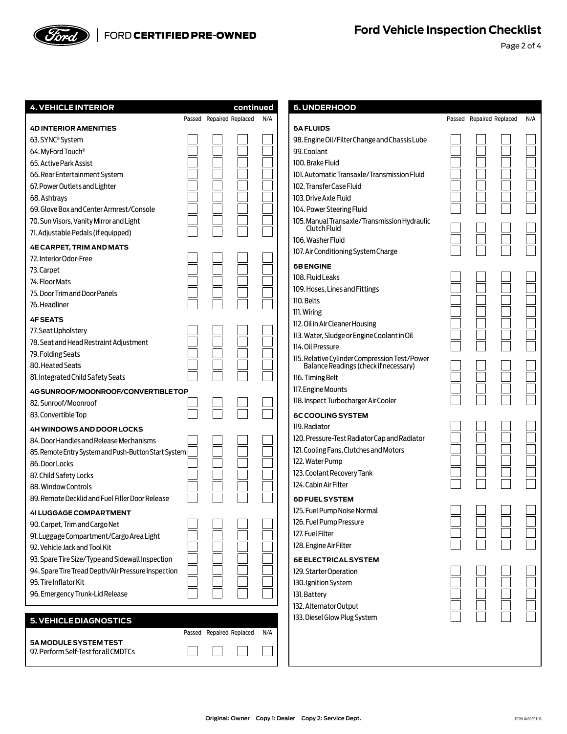## 4. VEHICLE INTERIOR continued

| | Passed | Repaired | Replaced | N/A |
|---|---|---|---|---|
| **4D INTERIOR AMENITIES** | | | | |
| 63. SYNC® System | ☐ | ☐ | ☐ | ☐ |
| 64. MyFord Touch® | ☐ | ☐ | ☐ | ☐ |
| 65. Active Park Assist | ☐ | ☐ | ☐ | ☐ |
| 66. Rear Entertainment System | ☐ | ☐ | ☐ | ☐ |
| 67. Power Outlets and Lighter | ☐ | ☐ | ☐ | ☐ |
| 68. Ashtrays | ☐ | ☐ | ☐ | ☐ |
| 69. Glove Box and Center Armrest/Console | ☐ | ☐ | ☐ | ☐ |
| 70. Sun Visors, Vanity Mirror and Light | ☐ | ☐ | ☐ | ☐ |
| 71. Adjustable Pedals (if equipped) | ☐ | ☐ | ☐ | ☐ |
| **4E CARPET, TRIM AND MATS** | | | | |
| 72. Interior Odor-Free | ☐ | ☐ | ☐ | ☐ |
| 73. Carpet | ☐ | ☐ | ☐ | ☐ |
| 74. Floor Mats | ☐ | ☐ | ☐ | ☐ |
| 75. Door Trim and Door Panels | ☐ | ☐ | ☐ | ☐ |
| 76. Headliner | ☐ | ☐ | ☐ | ☐ |
| **4F SEATS** | | | | |
| 77. Seat Upholstery | ☐ | ☐ | ☐ | ☐ |
| 78. Seat and Head Restraint Adjustment | ☐ | ☐ | ☐ | ☐ |
| 79. Folding Seats | ☐ | ☐ | ☐ | ☐ |
| 80. Heated Seats | ☐ | ☐ | ☐ | ☐ |
| 81. Integrated Child Safety Seats | ☐ | ☐ | ☐ | ☐ |
| **4G SUNROOF/MOONROOF/CONVERTIBLE TOP** | | | | |
| 82. Sunroof/Moonroof | ☐ | ☐ | ☐ | ☐ |
| 83. Convertible Top | ☐ | ☐ | ☐ | ☐ |
| **4H WINDOWS AND DOOR LOCKS** | | | | |
| 84. Door Handles and Release Mechanisms | ☐ | ☐ | ☐ | ☐ |
| 85. Remote Entry System and Push-Button Start System | ☐ | ☐ | ☐ | ☐ |
| 86. Door Locks | ☐ | ☐ | ☐ | ☐ |
| 87. Child Safety Locks | ☐ | ☐ | ☐ | ☐ |
| 88. Window Controls | ☐ | ☐ | ☐ | ☐ |
| 89. Remote Decklid and Fuel Filler Door Release | ☐ | ☐ | ☐ | ☐ |
| **4I LUGGAGE COMPARTMENT** | | | | |
| 90. Carpet, Trim and Cargo Net | ☐ | ☐ | ☐ | ☐ |
| 91. Luggage Compartment/Cargo Area Light | ☐ | ☐ | ☐ | ☐ |
| 92. Vehicle Jack and Tool Kit | ☐ | ☐ | ☐ | ☐ |
| 93. Spare Tire Size/Type and Sidewall Inspection | ☐ | ☐ | ☐ | ☐ |
| 94. Spare Tire Tread Depth/Air Pressure Inspection | ☐ | ☐ | ☐ | ☐ |
| 95. Tire Inflator Kit | ☐ | ☐ | ☐ | ☐ |
| 96. Emergency Trunk-Lid Release | ☐ | ☐ | ☐ | ☐ |

## 5. VEHICLE DIAGNOSTICS

| | Passed | Repaired | Replaced | N/A |
|---|---|---|---|---|
| **5A MODULE SYSTEM TEST** | | | | |
| 97. Perform Self-Test for all CMDTCs | ☐ | ☐ | ☐ | ☐ |

## 6. UNDERHOOD

| | Passed | Repaired | Replaced | N/A |
|---|---|---|---|---|
| **6A FLUIDS** | | | | |
| 98. Engine Oil/Filter Change and Chassis Lube | ☐ | ☐ | ☐ | ☐ |
| 99. Coolant | ☐ | ☐ | ☐ | ☐ |
| 100. Brake Fluid | ☐ | ☐ | ☐ | ☐ |
| 101. Automatic Transaxle/Transmission Fluid | ☐ | ☐ | ☐ | ☐ |
| 102. Transfer Case Fluid | ☐ | ☐ | ☐ | ☐ |
| 103. Drive Axle Fluid | ☐ | ☐ | ☐ | ☐ |
| 104. Power Steering Fluid | ☐ | ☐ | ☐ | ☐ |
| 105. Manual Transaxle/Transmission Hydraulic Clutch Fluid | ☐ | ☐ | ☐ | ☐ |
| 106. Washer Fluid | ☐ | ☐ | ☐ | ☐ |
| 107. Air Conditioning System Charge | ☐ | ☐ | ☐ | ☐ |
| **6B ENGINE** | | | | |
| 108. Fluid Leaks | ☐ | ☐ | ☐ | ☐ |
| 109. Hoses, Lines and Fittings | ☐ | ☐ | ☐ | ☐ |
| 110. Belts | ☐ | ☐ | ☐ | ☐ |
| 111. Wiring | ☐ | ☐ | ☐ | ☐ |
| 112. Oil in Air Cleaner Housing | ☐ | ☐ | ☐ | ☐ |
| 113. Water, Sludge or Engine Coolant in Oil | ☐ | ☐ | ☐ | ☐ |
| 114. Oil Pressure | ☐ | ☐ | ☐ | ☐ |
| 115. Relative Cylinder Compression Test/Power Balance Readings (check if necessary) | ☐ | ☐ | ☐ | ☐ |
| 116. Timing Belt | ☐ | ☐ | ☐ | ☐ |
| 117. Engine Mounts | ☐ | ☐ | ☐ | ☐ |
| 118. Inspect Turbocharger Air Cooler | ☐ | ☐ | ☐ | ☐ |
| **6C COOLING SYSTEM** | | | | |
| 119. Radiator | ☐ | ☐ | ☐ | ☐ |
| 120. Pressure-Test Radiator Cap and Radiator | ☐ | ☐ | ☐ | ☐ |
| 121. Cooling Fans, Clutches and Motors | ☐ | ☐ | ☐ | ☐ |
| 122. Water Pump | ☐ | ☐ | ☐ | ☐ |
| 123. Coolant Recovery Tank | ☐ | ☐ | ☐ | ☐ |
| 124. Cabin Air Filter | ☐ | ☐ | ☐ | ☐ |
| **6D FUEL SYSTEM** | | | | |
| 125. Fuel Pump Noise Normal | ☐ | ☐ | ☐ | ☐ |
| 126. Fuel Pump Pressure | ☐ | ☐ | ☐ | ☐ |
| 127. Fuel Filter | ☐ | ☐ | ☐ | ☐ |
| 128. Engine Air Filter | ☐ | ☐ | ☐ | ☐ |
| **6E ELECTRICAL SYSTEM** | | | | |
| 129. Starter Operation | ☐ | ☐ | ☐ | ☐ |
| 130. Ignition System | ☐ | ☐ | ☐ | ☐ |
| 131. Battery | ☐ | ☐ | ☐ | ☐ |
| 132. Alternator Output | ☐ | ☐ | ☐ | ☐ |
| 133. Diesel Glow Plug System | ☐ | ☐ | ☐ | ☐ |

Original: Owner Copy 1: Dealer Copy 2: Service Dept.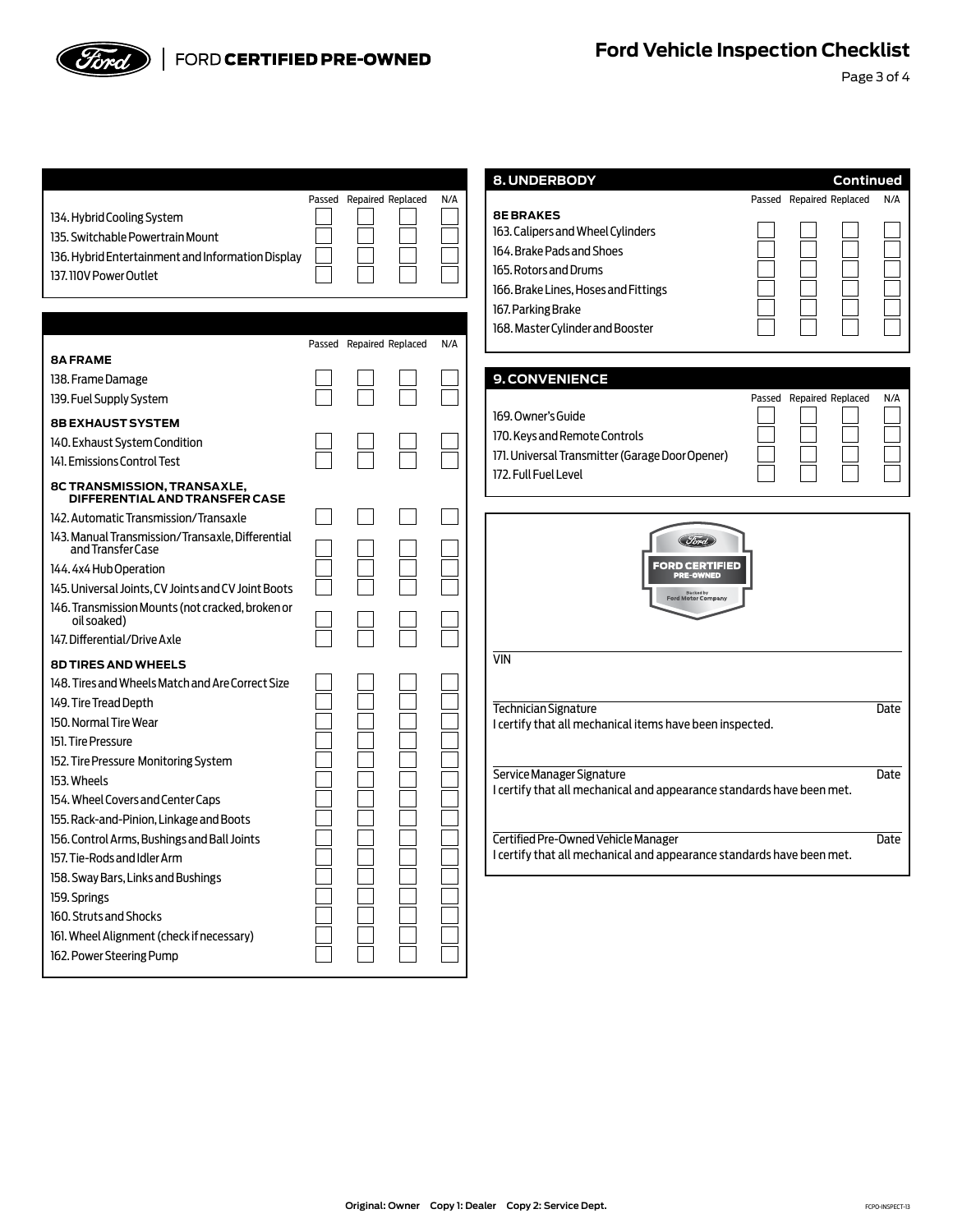# Ford Vehicle Inspection Checklist

| | Passed | Repaired | Replaced | N/A |
|---|---|---|---|---|
| 134. Hybrid Cooling System | ☐ | ☐ | ☐ | ☐ |
| 135. Switchable Powertrain Mount | ☐ | ☐ | ☐ | ☐ |
| 136. Hybrid Entertainment and Information Display | ☐ | ☐ | ☐ | ☐ |
| 137. 110V Power Outlet | ☐ | ☐ | ☐ | ☐ |

| | Passed | Repaired | Replaced | N/A |
|---|---|---|---|---|
| **8A FRAME** | | | | |
| 138. Frame Damage | ☐ | ☐ | ☐ | ☐ |
| 139. Fuel Supply System | ☐ | ☐ | ☐ | ☐ |
| **8B EXHAUST SYSTEM** | | | | |
| 140. Exhaust System Condition | ☐ | ☐ | ☐ | ☐ |
| 141. Emissions Control Test | ☐ | ☐ | ☐ | ☐ |
| **8C TRANSMISSION, TRANSAXLE, DIFFERENTIAL AND TRANSFER CASE** | | | | |
| 142. Automatic Transmission/Transaxle | ☐ | ☐ | ☐ | ☐ |
| 143. Manual Transmission/Transaxle, Differential and Transfer Case | ☐ | ☐ | ☐ | ☐ |
| 144. 4x4 Hub Operation | ☐ | ☐ | ☐ | ☐ |
| 145. Universal Joints, CV Joints and CV Joint Boots | ☐ | ☐ | ☐ | ☐ |
| 146. Transmission Mounts (not cracked, broken or oil soaked) | ☐ | ☐ | ☐ | ☐ |
| 147. Differential/Drive Axle | ☐ | ☐ | ☐ | ☐ |
| **8D TIRES AND WHEELS** | | | | |
| 148. Tires and Wheels Match and Are Correct Size | ☐ | ☐ | ☐ | ☐ |
| 149. Tire Tread Depth | ☐ | ☐ | ☐ | ☐ |
| 150. Normal Tire Wear | ☐ | ☐ | ☐ | ☐ |
| 151. Tire Pressure | ☐ | ☐ | ☐ | ☐ |
| 152. Tire Pressure Monitoring System | ☐ | ☐ | ☐ | ☐ |
| 153. Wheels | ☐ | ☐ | ☐ | ☐ |
| 154. Wheel Covers and Center Caps | ☐ | ☐ | ☐ | ☐ |
| 155. Rack-and-Pinion, Linkage and Boots | ☐ | ☐ | ☐ | ☐ |
| 156. Control Arms, Bushings and Ball Joints | ☐ | ☐ | ☐ | ☐ |
| 157. Tie-Rods and Idler Arm | ☐ | ☐ | ☐ | ☐ |
| 158. Sway Bars, Links and Bushings | ☐ | ☐ | ☐ | ☐ |
| 159. Springs | ☐ | ☐ | ☐ | ☐ |
| 160. Struts and Shocks | ☐ | ☐ | ☐ | ☐ |
| 161. Wheel Alignment (check if necessary) | ☐ | ☐ | ☐ | ☐ |
| 162. Power Steering Pump | ☐ | ☐ | ☐ | ☐ |

## 8. UNDERBODY Continued

| | Passed | Repaired | Replaced | N/A |
|---|---|---|---|---|
| **8E BRAKES** | | | | |
| 163. Calipers and Wheel Cylinders | ☐ | ☐ | ☐ | ☐ |
| 164. Brake Pads and Shoes | ☐ | ☐ | ☐ | ☐ |
| 165. Rotors and Drums | ☐ | ☐ | ☐ | ☐ |
| 166. Brake Lines, Hoses and Fittings | ☐ | ☐ | ☐ | ☐ |
| 167. Parking Brake | ☐ | ☐ | ☐ | ☐ |
| 168. Master Cylinder and Booster | ☐ | ☐ | ☐ | ☐ |

## 9. CONVENIENCE

| | Passed | Repaired | Replaced | N/A |
|---|---|---|---|---|
| 169. Owner's Guide | ☐ | ☐ | ☐ | ☐ |
| 170. Keys and Remote Controls | ☐ | ☐ | ☐ | ☐ |
| 171. Universal Transmitter (Garage Door Opener) | ☐ | ☐ | ☐ | ☐ |
| 172. Full Fuel Level | ☐ | ☐ | ☐ | ☐ |

FORD CERTIFIED PRE-OWNED
Backed by Ford Motor Company

VIN

Technician Signature — Date
I certify that all mechanical items have been inspected.

Service Manager Signature — Date
I certify that all mechanical and appearance standards have been met.

Certified Pre-Owned Vehicle Manager — Date
I certify that all mechanical and appearance standards have been met.

Original: Owner Copy 1: Dealer Copy 2: Service Dept.

FCPO-INSPECT-13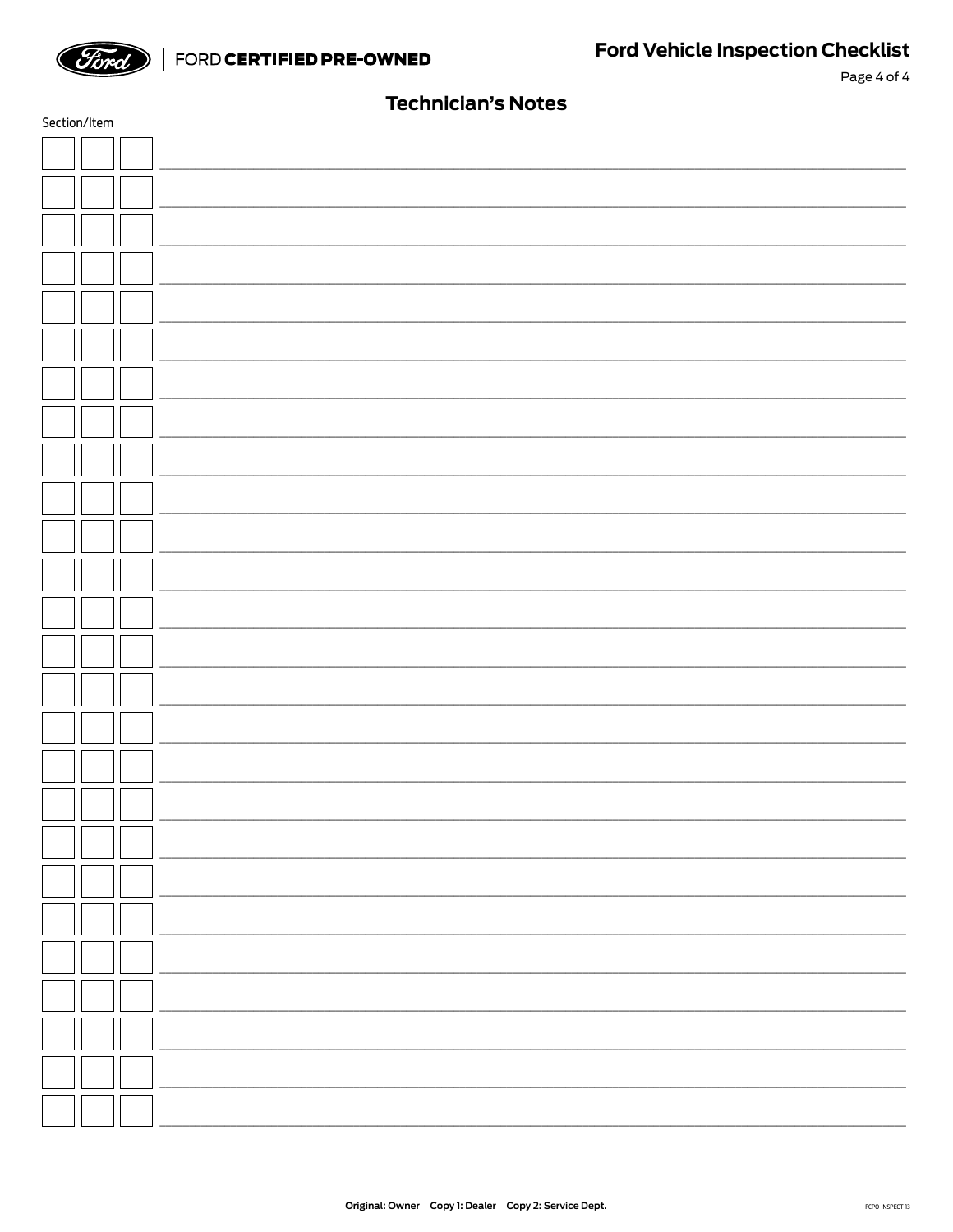## Technician's Notes

Section/Item

| | | | |
|---|---|---|---|
| | | | |
| | | | |
| | | | |
| | | | |
| | | | |
| | | | |
| | | | |
| | | | |
| | | | |
| | | | |
| | | | |
| | | | |
| | | | |
| | | | |
| | | | |
| | | | |
| | | | |
| | | | |
| | | | |
| | | | |
| | | | |
| | | | |
| | | | |
| | | | |
| | | | |
| | | | |

**Original: Owner  Copy 1: Dealer  Copy 2: Service Dept.**

FCPO-INSPECT-13